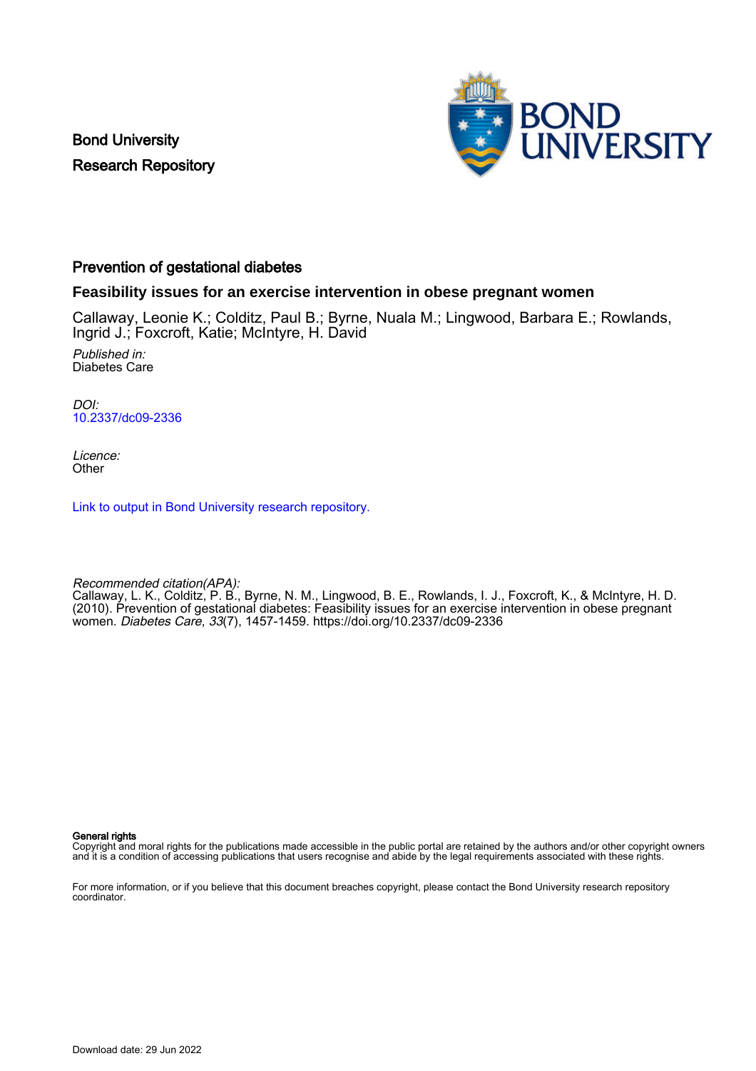Bond University
Research Repository

# Prevention of gestational diabetes

## Feasibility issues for an exercise intervention in obese pregnant women

Callaway, Leonie K.; Colditz, Paul B.; Byrne, Nuala M.; Lingwood, Barbara E.; Rowlands, Ingrid J.; Foxcroft, Katie; McIntyre, H. David

*Published in:*
Diabetes Care

*DOI:*
10.2337/dc09-2336

*Licence:*
Other

Link to output in Bond University research repository.

*Recommended citation(APA):*
Callaway, L. K., Colditz, P. B., Byrne, N. M., Lingwood, B. E., Rowlands, I. J., Foxcroft, K., & McIntyre, H. D. (2010). Prevention of gestational diabetes: Feasibility issues for an exercise intervention in obese pregnant women. *Diabetes Care*, *33*(7), 1457-1459. https://doi.org/10.2337/dc09-2336

**General rights**
Copyright and moral rights for the publications made accessible in the public portal are retained by the authors and/or other copyright owners and it is a condition of accessing publications that users recognise and abide by the legal requirements associated with these rights.

For more information, or if you believe that this document breaches copyright, please contact the Bond University research repository coordinator.

Download date: 29 Jun 2022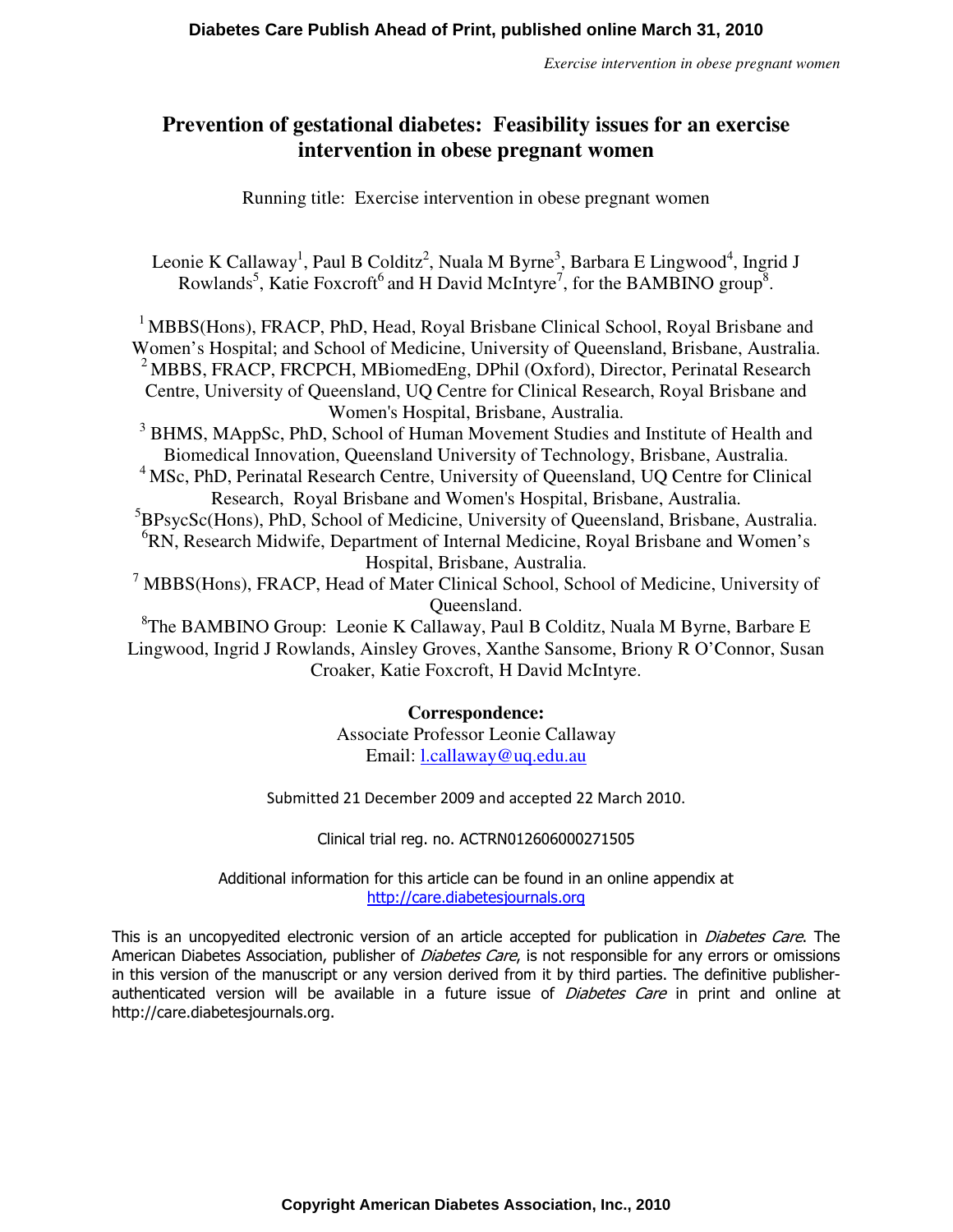# Prevention of gestational diabetes: Feasibility issues for an exercise intervention in obese pregnant women

Running title: Exercise intervention in obese pregnant women

Leonie K Callaway[1], Paul B Colditz[2], Nuala M Byrne[3], Barbara E Lingwood[4], Ingrid J Rowlands[5], Katie Foxcroft[6] and H David McIntyre[7], for the BAMBINO group[8].

[1] MBBS(Hons), FRACP, PhD, Head, Royal Brisbane Clinical School, Royal Brisbane and Women's Hospital; and School of Medicine, University of Queensland, Brisbane, Australia.
[2] MBBS, FRACP, FRCPCH, MBiomedEng, DPhil (Oxford), Director, Perinatal Research Centre, University of Queensland, UQ Centre for Clinical Research, Royal Brisbane and Women's Hospital, Brisbane, Australia.
[3] BHMS, MAppSc, PhD, School of Human Movement Studies and Institute of Health and Biomedical Innovation, Queensland University of Technology, Brisbane, Australia.
[4] MSc, PhD, Perinatal Research Centre, University of Queensland, UQ Centre for Clinical Research, Royal Brisbane and Women's Hospital, Brisbane, Australia.
[5] BPsycSc(Hons), PhD, School of Medicine, University of Queensland, Brisbane, Australia.
[6] RN, Research Midwife, Department of Internal Medicine, Royal Brisbane and Women's Hospital, Brisbane, Australia.
[7] MBBS(Hons), FRACP, Head of Mater Clinical School, School of Medicine, University of Queensland.
[8] The BAMBINO Group: Leonie K Callaway, Paul B Colditz, Nuala M Byrne, Barbare E Lingwood, Ingrid J Rowlands, Ainsley Groves, Xanthe Sansome, Briony R O'Connor, Susan Croaker, Katie Foxcroft, H David McIntyre.

**Correspondence:**
Associate Professor Leonie Callaway
Email: l.callaway@uq.edu.au

Submitted 21 December 2009 and accepted 22 March 2010.

Clinical trial reg. no. ACTRN012606000271505

Additional information for this article can be found in an online appendix at http://care.diabetesjournals.org

This is an uncopyedited electronic version of an article accepted for publication in *Diabetes Care*. The American Diabetes Association, publisher of *Diabetes Care*, is not responsible for any errors or omissions in this version of the manuscript or any version derived from it by third parties. The definitive publisher-authenticated version will be available in a future issue of *Diabetes Care* in print and online at http://care.diabetesjournals.org.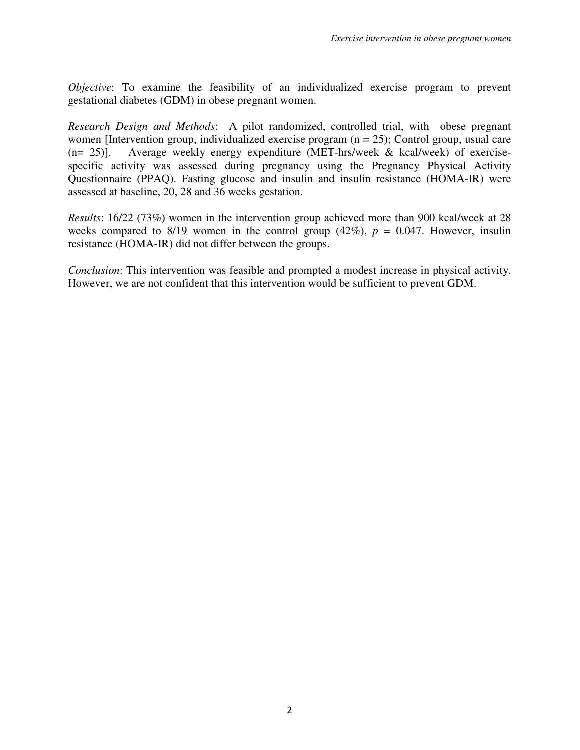*Objective*: To examine the feasibility of an individualized exercise program to prevent gestational diabetes (GDM) in obese pregnant women.

*Research Design and Methods*: A pilot randomized, controlled trial, with obese pregnant women [Intervention group, individualized exercise program (n = 25); Control group, usual care (n= 25)]. Average weekly energy expenditure (MET-hrs/week & kcal/week) of exercise-specific activity was assessed during pregnancy using the Pregnancy Physical Activity Questionnaire (PPAQ). Fasting glucose and insulin and insulin resistance (HOMA-IR) were assessed at baseline, 20, 28 and 36 weeks gestation.

*Results*: 16/22 (73%) women in the intervention group achieved more than 900 kcal/week at 28 weeks compared to 8/19 women in the control group (42%), $p$ = 0.047. However, insulin resistance (HOMA-IR) did not differ between the groups.

*Conclusion*: This intervention was feasible and prompted a modest increase in physical activity. However, we are not confident that this intervention would be sufficient to prevent GDM.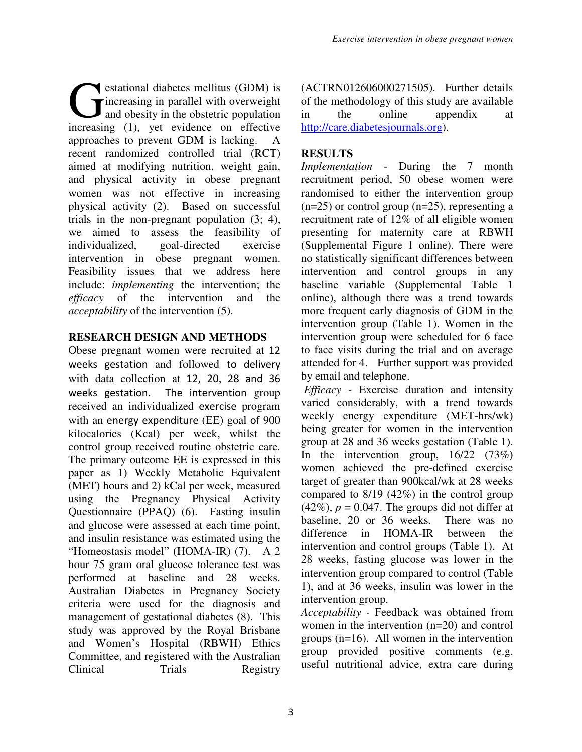Gestational diabetes mellitus (GDM) is increasing in parallel with overweight and obesity in the obstetric population increasing (1), yet evidence on effective approaches to prevent GDM is lacking. A recent randomized controlled trial (RCT) aimed at modifying nutrition, weight gain, and physical activity in obese pregnant women was not effective in increasing physical activity (2). Based on successful trials in the non-pregnant population (3; 4), we aimed to assess the feasibility of individualized, goal-directed exercise intervention in obese pregnant women. Feasibility issues that we address here include: *implementing* the intervention; the *efficacy* of the intervention and the *acceptability* of the intervention (5).

## RESEARCH DESIGN AND METHODS

Obese pregnant women were recruited at 12 weeks gestation and followed to delivery with data collection at 12, 20, 28 and 36 weeks gestation. The intervention group received an individualized exercise program with an energy expenditure (EE) goal of 900 kilocalories (Kcal) per week, whilst the control group received routine obstetric care. The primary outcome EE is expressed in this paper as 1) Weekly Metabolic Equivalent (MET) hours and 2) kCal per week, measured using the Pregnancy Physical Activity Questionnaire (PPAQ) (6). Fasting insulin and glucose were assessed at each time point, and insulin resistance was estimated using the "Homeostasis model" (HOMA-IR) (7). A 2 hour 75 gram oral glucose tolerance test was performed at baseline and 28 weeks. Australian Diabetes in Pregnancy Society criteria were used for the diagnosis and management of gestational diabetes (8). This study was approved by the Royal Brisbane and Women's Hospital (RBWH) Ethics Committee, and registered with the Australian Clinical Trials Registry (ACTRN012606000271505). Further details of the methodology of this study are available in the online appendix at http://care.diabetesjournals.org).

## RESULTS

*Implementation* - During the 7 month recruitment period, 50 obese women were randomised to either the intervention group (n=25) or control group (n=25), representing a recruitment rate of 12% of all eligible women presenting for maternity care at RBWH (Supplemental Figure 1 online). There were no statistically significant differences between intervention and control groups in any baseline variable (Supplemental Table 1 online), although there was a trend towards more frequent early diagnosis of GDM in the intervention group (Table 1). Women in the intervention group were scheduled for 6 face to face visits during the trial and on average attended for 4. Further support was provided by email and telephone.

*Efficacy* - Exercise duration and intensity varied considerably, with a trend towards weekly energy expenditure (MET-hrs/wk) being greater for women in the intervention group at 28 and 36 weeks gestation (Table 1). In the intervention group, 16/22 (73%) women achieved the pre-defined exercise target of greater than 900kcal/wk at 28 weeks compared to 8/19 (42%) in the control group (42%), $p = 0.047$. The groups did not differ at baseline, 20 or 36 weeks. There was no difference in HOMA-IR between the intervention and control groups (Table 1). At 28 weeks, fasting glucose was lower in the intervention group compared to control (Table 1), and at 36 weeks, insulin was lower in the intervention group.

*Acceptability* - Feedback was obtained from women in the intervention (n=20) and control groups (n=16). All women in the intervention group provided positive comments (e.g. useful nutritional advice, extra care during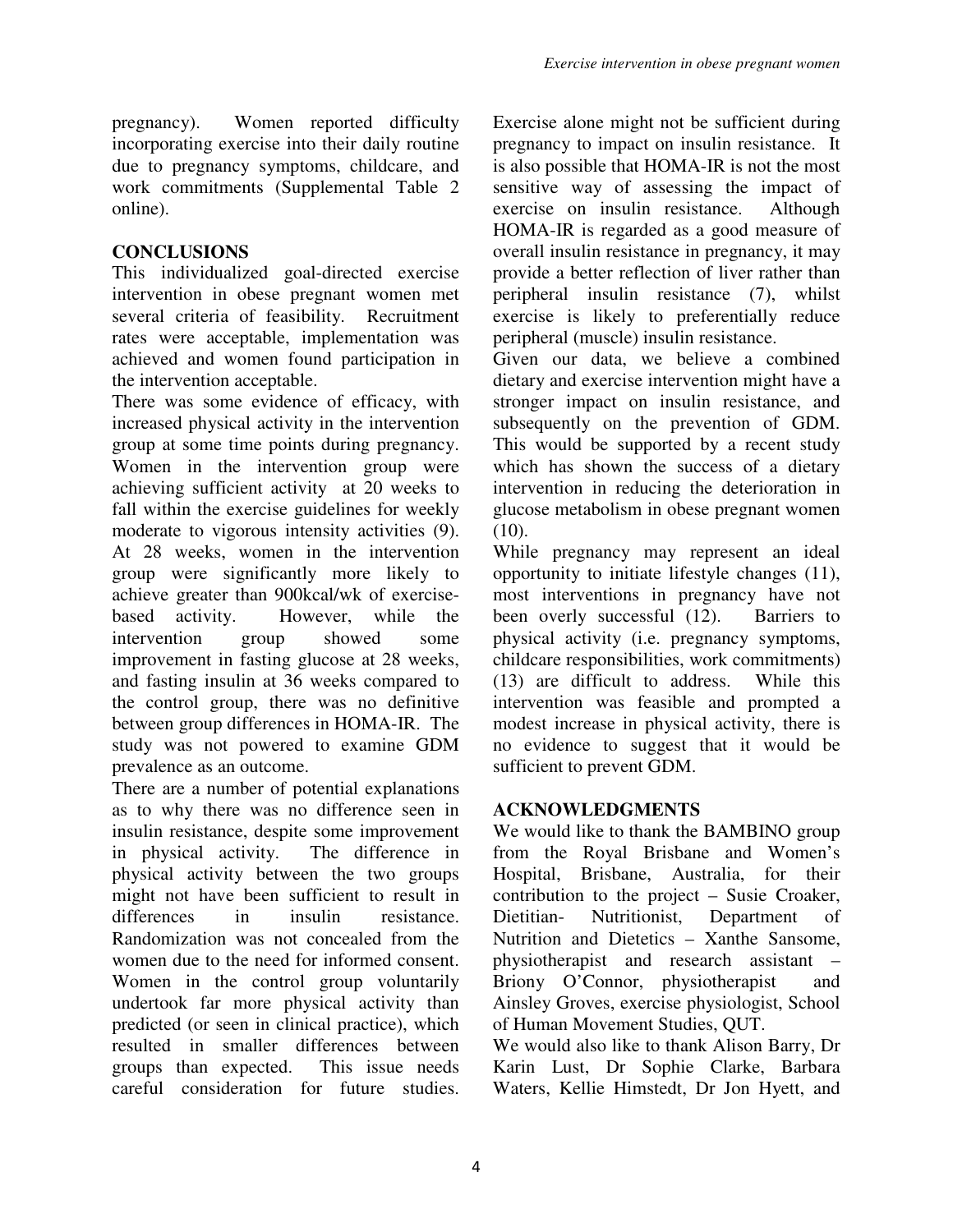pregnancy). Women reported difficulty incorporating exercise into their daily routine due to pregnancy symptoms, childcare, and work commitments (Supplemental Table 2 online).

## CONCLUSIONS

This individualized goal-directed exercise intervention in obese pregnant women met several criteria of feasibility. Recruitment rates were acceptable, implementation was achieved and women found participation in the intervention acceptable.

There was some evidence of efficacy, with increased physical activity in the intervention group at some time points during pregnancy. Women in the intervention group were achieving sufficient activity at 20 weeks to fall within the exercise guidelines for weekly moderate to vigorous intensity activities (9). At 28 weeks, women in the intervention group were significantly more likely to achieve greater than 900kcal/wk of exercise-based activity. However, while the intervention group showed some improvement in fasting glucose at 28 weeks, and fasting insulin at 36 weeks compared to the control group, there was no definitive between group differences in HOMA-IR. The study was not powered to examine GDM prevalence as an outcome.

There are a number of potential explanations as to why there was no difference seen in insulin resistance, despite some improvement in physical activity. The difference in physical activity between the two groups might not have been sufficient to result in differences in insulin resistance. Randomization was not concealed from the women due to the need for informed consent. Women in the control group voluntarily undertook far more physical activity than predicted (or seen in clinical practice), which resulted in smaller differences between groups than expected. This issue needs careful consideration for future studies. Exercise alone might not be sufficient during pregnancy to impact on insulin resistance. It is also possible that HOMA-IR is not the most sensitive way of assessing the impact of exercise on insulin resistance. Although HOMA-IR is regarded as a good measure of overall insulin resistance in pregnancy, it may provide a better reflection of liver rather than peripheral insulin resistance (7), whilst exercise is likely to preferentially reduce peripheral (muscle) insulin resistance.

Given our data, we believe a combined dietary and exercise intervention might have a stronger impact on insulin resistance, and subsequently on the prevention of GDM. This would be supported by a recent study which has shown the success of a dietary intervention in reducing the deterioration in glucose metabolism in obese pregnant women (10).

While pregnancy may represent an ideal opportunity to initiate lifestyle changes (11), most interventions in pregnancy have not been overly successful (12). Barriers to physical activity (i.e. pregnancy symptoms, childcare responsibilities, work commitments) (13) are difficult to address. While this intervention was feasible and prompted a modest increase in physical activity, there is no evidence to suggest that it would be sufficient to prevent GDM.

## ACKNOWLEDGMENTS

We would like to thank the BAMBINO group from the Royal Brisbane and Women's Hospital, Brisbane, Australia, for their contribution to the project – Susie Croaker, Dietitian- Nutritionist, Department of Nutrition and Dietetics – Xanthe Sansome, physiotherapist and research assistant – Briony O'Connor, physiotherapist and Ainsley Groves, exercise physiologist, School of Human Movement Studies, QUT.

We would also like to thank Alison Barry, Dr Karin Lust, Dr Sophie Clarke, Barbara Waters, Kellie Himstedt, Dr Jon Hyett, and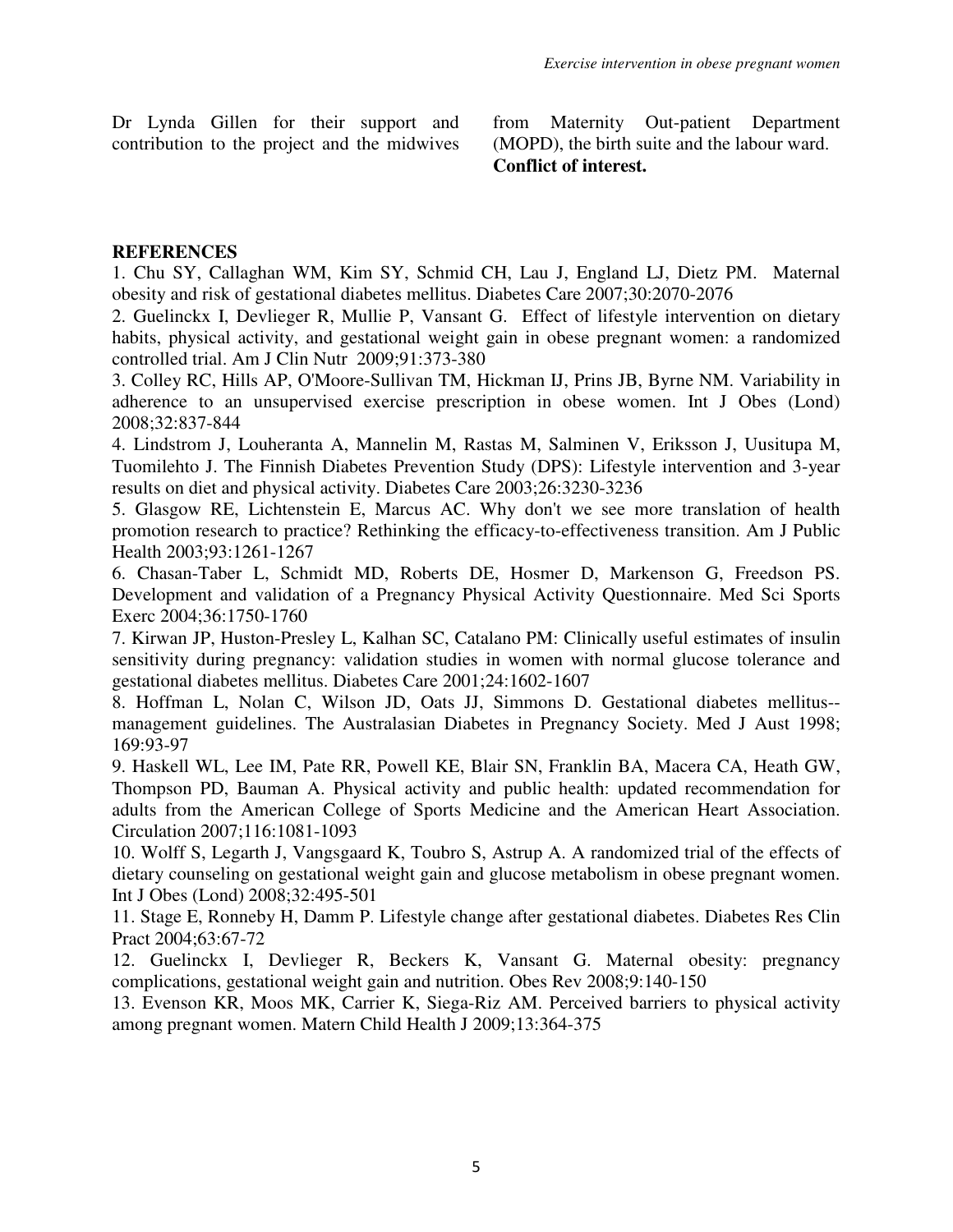Dr Lynda Gillen for their support and contribution to the project and the midwives from Maternity Out-patient Department (MOPD), the birth suite and the labour ward.

**Conflict of interest.**

**REFERENCES**

1. Chu SY, Callaghan WM, Kim SY, Schmid CH, Lau J, England LJ, Dietz PM. Maternal obesity and risk of gestational diabetes mellitus. Diabetes Care 2007;30:2070-2076
2. Guelinckx I, Devlieger R, Mullie P, Vansant G. Effect of lifestyle intervention on dietary habits, physical activity, and gestational weight gain in obese pregnant women: a randomized controlled trial. Am J Clin Nutr 2009;91:373-380
3. Colley RC, Hills AP, O'Moore-Sullivan TM, Hickman IJ, Prins JB, Byrne NM. Variability in adherence to an unsupervised exercise prescription in obese women. Int J Obes (Lond) 2008;32:837-844
4. Lindstrom J, Louheranta A, Mannelin M, Rastas M, Salminen V, Eriksson J, Uusitupa M, Tuomilehto J. The Finnish Diabetes Prevention Study (DPS): Lifestyle intervention and 3-year results on diet and physical activity. Diabetes Care 2003;26:3230-3236
5. Glasgow RE, Lichtenstein E, Marcus AC. Why don't we see more translation of health promotion research to practice? Rethinking the efficacy-to-effectiveness transition. Am J Public Health 2003;93:1261-1267
6. Chasan-Taber L, Schmidt MD, Roberts DE, Hosmer D, Markenson G, Freedson PS. Development and validation of a Pregnancy Physical Activity Questionnaire. Med Sci Sports Exerc 2004;36:1750-1760
7. Kirwan JP, Huston-Presley L, Kalhan SC, Catalano PM: Clinically useful estimates of insulin sensitivity during pregnancy: validation studies in women with normal glucose tolerance and gestational diabetes mellitus. Diabetes Care 2001;24:1602-1607
8. Hoffman L, Nolan C, Wilson JD, Oats JJ, Simmons D. Gestational diabetes mellitus--management guidelines. The Australasian Diabetes in Pregnancy Society. Med J Aust 1998; 169:93-97
9. Haskell WL, Lee IM, Pate RR, Powell KE, Blair SN, Franklin BA, Macera CA, Heath GW, Thompson PD, Bauman A. Physical activity and public health: updated recommendation for adults from the American College of Sports Medicine and the American Heart Association. Circulation 2007;116:1081-1093
10. Wolff S, Legarth J, Vangsgaard K, Toubro S, Astrup A. A randomized trial of the effects of dietary counseling on gestational weight gain and glucose metabolism in obese pregnant women. Int J Obes (Lond) 2008;32:495-501
11. Stage E, Ronneby H, Damm P. Lifestyle change after gestational diabetes. Diabetes Res Clin Pract 2004;63:67-72
12. Guelinckx I, Devlieger R, Beckers K, Vansant G. Maternal obesity: pregnancy complications, gestational weight gain and nutrition. Obes Rev 2008;9:140-150
13. Evenson KR, Moos MK, Carrier K, Siega-Riz AM. Perceived barriers to physical activity among pregnant women. Matern Child Health J 2009;13:364-375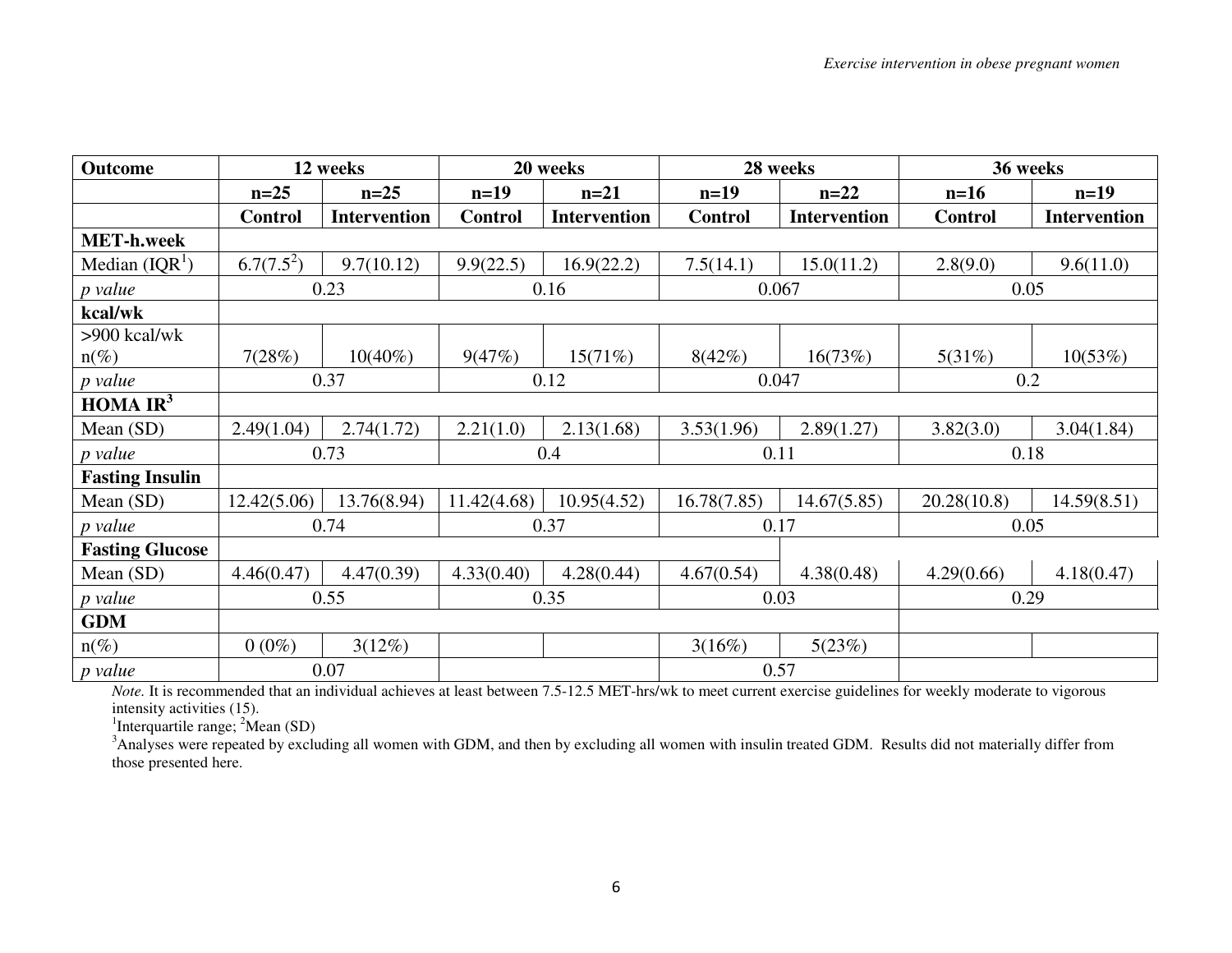| Outcome | 12 weeks | | 20 weeks | | 28 weeks | | 36 weeks | |
|---|---|---|---|---|---|---|---|---|
| | n=25 | n=25 | n=19 | n=21 | n=19 | n=22 | n=16 | n=19 |
| | **Control** | **Intervention** | **Control** | **Intervention** | **Control** | **Intervention** | **Control** | **Intervention** |
| **MET-h.week** | | | | | | | | |
| Median (IQR[1]) | 6.7(7.5[2]) | 9.7(10.12) | 9.9(22.5) | 16.9(22.2) | 7.5(14.1) | 15.0(11.2) | 2.8(9.0) | 9.6(11.0) |
| *p value* | 0.23 | | 0.16 | | 0.067 | | 0.05 | |
| **kcal/wk** | | | | | | | | |
| >900 kcal/wk n(%) | 7(28%) | 10(40%) | 9(47%) | 15(71%) | 8(42%) | 16(73%) | 5(31%) | 10(53%) |
| *p value* | 0.37 | | 0.12 | | 0.047 | | 0.2 | |
| **HOMA IR[3]** | | | | | | | | |
| Mean (SD) | 2.49(1.04) | 2.74(1.72) | 2.21(1.0) | 2.13(1.68) | 3.53(1.96) | 2.89(1.27) | 3.82(3.0) | 3.04(1.84) |
| *p value* | 0.73 | | 0.4 | | 0.11 | | 0.18 | |
| **Fasting Insulin** | | | | | | | | |
| Mean (SD) | 12.42(5.06) | 13.76(8.94) | 11.42(4.68) | 10.95(4.52) | 16.78(7.85) | 14.67(5.85) | 20.28(10.8) | 14.59(8.51) |
| *p value* | 0.74 | | 0.37 | | 0.17 | | 0.05 | |
| **Fasting Glucose** | | | | | | | | |
| Mean (SD) | 4.46(0.47) | 4.47(0.39) | 4.33(0.40) | 4.28(0.44) | 4.67(0.54) | 4.38(0.48) | 4.29(0.66) | 4.18(0.47) |
| *p value* | 0.55 | | 0.35 | | 0.03 | | 0.29 | |
| **GDM** | | | | | | | | |
| n(%) | 0 (0%) | 3(12%) | | | 3(16%) | 5(23%) | | |
| *p value* | 0.07 | | | | 0.57 | | | |

*Note*. It is recommended that an individual achieves at least between 7.5-12.5 MET-hrs/wk to meet current exercise guidelines for weekly moderate to vigorous intensity activities (15).

[1]Interquartile range; [2]Mean (SD)

[3]Analyses were repeated by excluding all women with GDM, and then by excluding all women with insulin treated GDM. Results did not materially differ from those presented here.